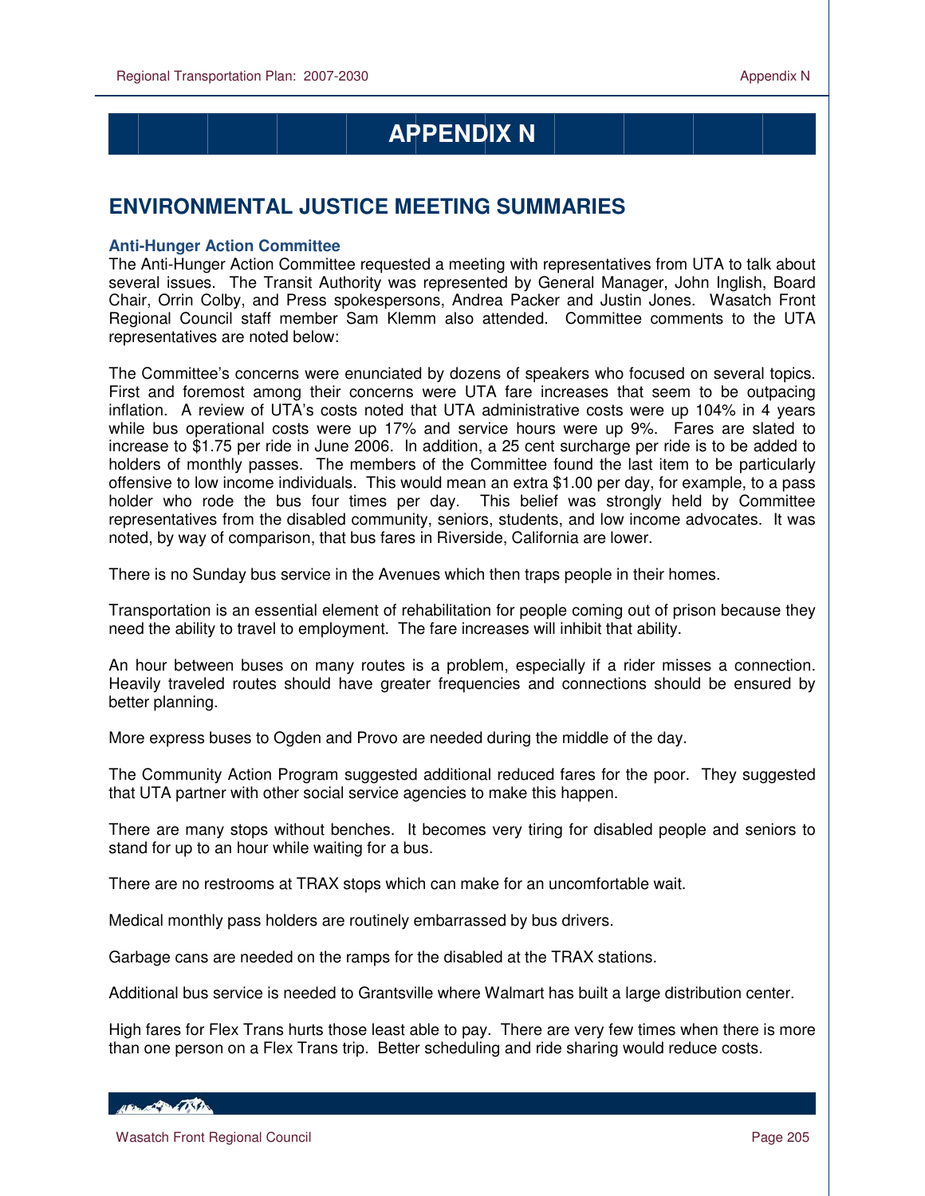# APPENDIX N

## ENVIRONMENTAL JUSTICE MEETING SUMMARIES

### Anti-Hunger Action Committee

The Anti-Hunger Action Committee requested a meeting with representatives from UTA to talk about several issues. The Transit Authority was represented by General Manager, John Inglish, Board Chair, Orrin Colby, and Press spokespersons, Andrea Packer and Justin Jones. Wasatch Front Regional Council staff member Sam Klemm also attended. Committee comments to the UTA representatives are noted below:

The Committee's concerns were enunciated by dozens of speakers who focused on several topics. First and foremost among their concerns were UTA fare increases that seem to be outpacing inflation. A review of UTA's costs noted that UTA administrative costs were up 104% in 4 years while bus operational costs were up 17% and service hours were up 9%. Fares are slated to increase to $1.75 per ride in June 2006. In addition, a 25 cent surcharge per ride is to be added to holders of monthly passes. The members of the Committee found the last item to be particularly offensive to low income individuals. This would mean an extra $1.00 per day, for example, to a pass holder who rode the bus four times per day. This belief was strongly held by Committee representatives from the disabled community, seniors, students, and low income advocates. It was noted, by way of comparison, that bus fares in Riverside, California are lower.

There is no Sunday bus service in the Avenues which then traps people in their homes.

Transportation is an essential element of rehabilitation for people coming out of prison because they need the ability to travel to employment. The fare increases will inhibit that ability.

An hour between buses on many routes is a problem, especially if a rider misses a connection. Heavily traveled routes should have greater frequencies and connections should be ensured by better planning.

More express buses to Ogden and Provo are needed during the middle of the day.

The Community Action Program suggested additional reduced fares for the poor. They suggested that UTA partner with other social service agencies to make this happen.

There are many stops without benches. It becomes very tiring for disabled people and seniors to stand for up to an hour while waiting for a bus.

There are no restrooms at TRAX stops which can make for an uncomfortable wait.

Medical monthly pass holders are routinely embarrassed by bus drivers.

Garbage cans are needed on the ramps for the disabled at the TRAX stations.

Additional bus service is needed to Grantsville where Walmart has built a large distribution center.

High fares for Flex Trans hurts those least able to pay. There are very few times when there is more than one person on a Flex Trans trip. Better scheduling and ride sharing would reduce costs.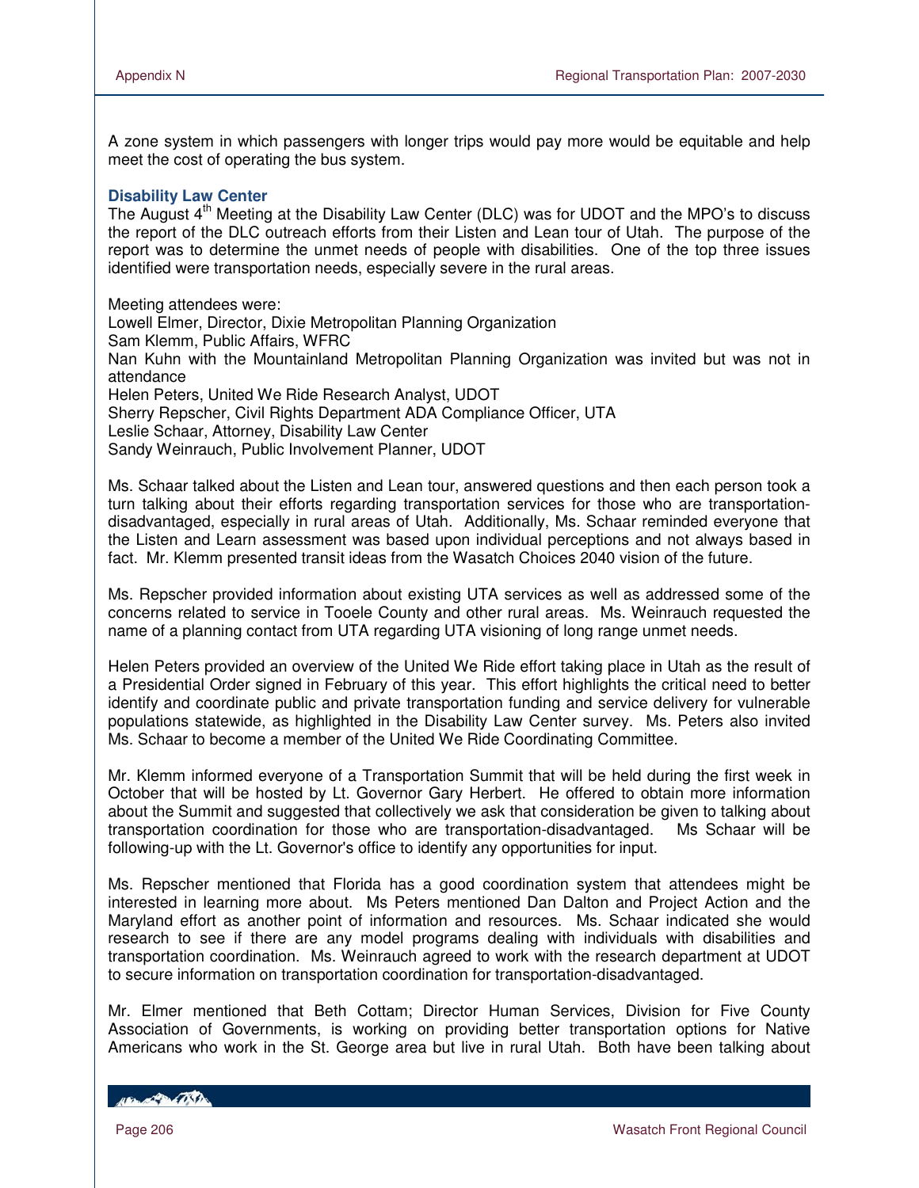A zone system in which passengers with longer trips would pay more would be equitable and help meet the cost of operating the bus system.

### Disability Law Center

The August 4th Meeting at the Disability Law Center (DLC) was for UDOT and the MPO's to discuss the report of the DLC outreach efforts from their Listen and Lean tour of Utah. The purpose of the report was to determine the unmet needs of people with disabilities. One of the top three issues identified were transportation needs, especially severe in the rural areas.

Meeting attendees were:
Lowell Elmer, Director, Dixie Metropolitan Planning Organization
Sam Klemm, Public Affairs, WFRC
Nan Kuhn with the Mountainland Metropolitan Planning Organization was invited but was not in attendance
Helen Peters, United We Ride Research Analyst, UDOT
Sherry Repscher, Civil Rights Department ADA Compliance Officer, UTA
Leslie Schaar, Attorney, Disability Law Center
Sandy Weinrauch, Public Involvement Planner, UDOT

Ms. Schaar talked about the Listen and Lean tour, answered questions and then each person took a turn talking about their efforts regarding transportation services for those who are transportation-disadvantaged, especially in rural areas of Utah. Additionally, Ms. Schaar reminded everyone that the Listen and Learn assessment was based upon individual perceptions and not always based in fact. Mr. Klemm presented transit ideas from the Wasatch Choices 2040 vision of the future.

Ms. Repscher provided information about existing UTA services as well as addressed some of the concerns related to service in Tooele County and other rural areas. Ms. Weinrauch requested the name of a planning contact from UTA regarding UTA visioning of long range unmet needs.

Helen Peters provided an overview of the United We Ride effort taking place in Utah as the result of a Presidential Order signed in February of this year. This effort highlights the critical need to better identify and coordinate public and private transportation funding and service delivery for vulnerable populations statewide, as highlighted in the Disability Law Center survey. Ms. Peters also invited Ms. Schaar to become a member of the United We Ride Coordinating Committee.

Mr. Klemm informed everyone of a Transportation Summit that will be held during the first week in October that will be hosted by Lt. Governor Gary Herbert. He offered to obtain more information about the Summit and suggested that collectively we ask that consideration be given to talking about transportation coordination for those who are transportation-disadvantaged. Ms Schaar will be following-up with the Lt. Governor's office to identify any opportunities for input.

Ms. Repscher mentioned that Florida has a good coordination system that attendees might be interested in learning more about. Ms Peters mentioned Dan Dalton and Project Action and the Maryland effort as another point of information and resources. Ms. Schaar indicated she would research to see if there are any model programs dealing with individuals with disabilities and transportation coordination. Ms. Weinrauch agreed to work with the research department at UDOT to secure information on transportation coordination for transportation-disadvantaged.

Mr. Elmer mentioned that Beth Cottam; Director Human Services, Division for Five County Association of Governments, is working on providing better transportation options for Native Americans who work in the St. George area but live in rural Utah. Both have been talking about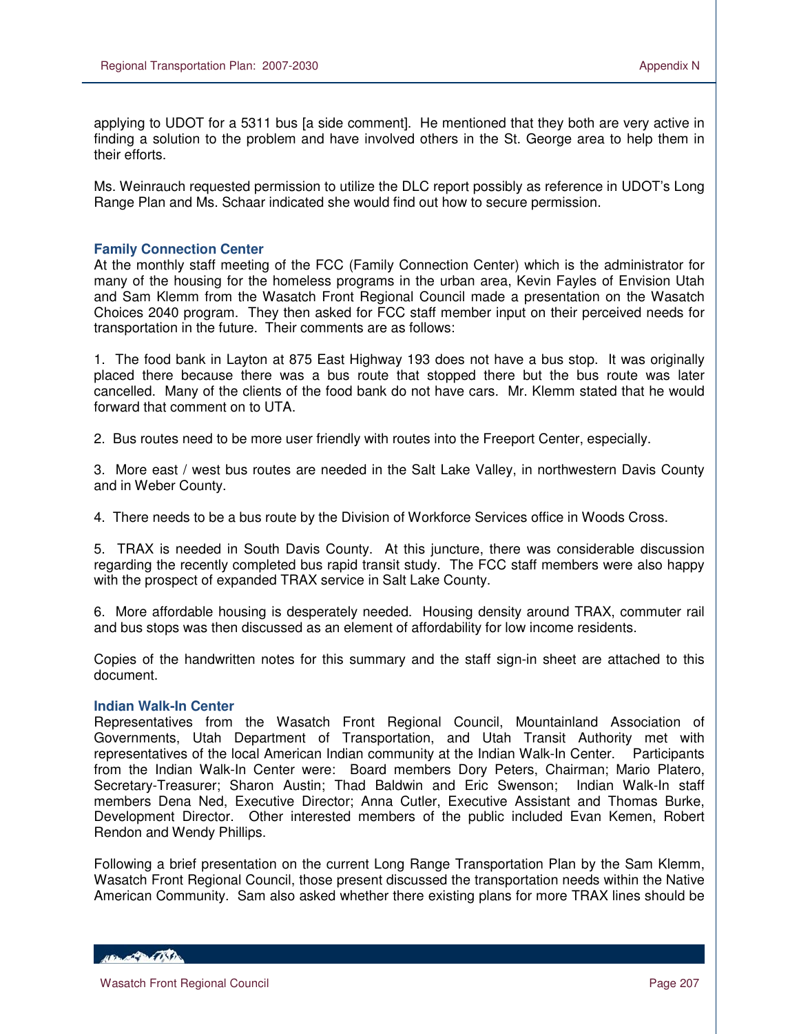applying to UDOT for a 5311 bus [a side comment]. He mentioned that they both are very active in finding a solution to the problem and have involved others in the St. George area to help them in their efforts.

Ms. Weinrauch requested permission to utilize the DLC report possibly as reference in UDOT's Long Range Plan and Ms. Schaar indicated she would find out how to secure permission.

### Family Connection Center

At the monthly staff meeting of the FCC (Family Connection Center) which is the administrator for many of the housing for the homeless programs in the urban area, Kevin Fayles of Envision Utah and Sam Klemm from the Wasatch Front Regional Council made a presentation on the Wasatch Choices 2040 program. They then asked for FCC staff member input on their perceived needs for transportation in the future. Their comments are as follows:

1. The food bank in Layton at 875 East Highway 193 does not have a bus stop. It was originally placed there because there was a bus route that stopped there but the bus route was later cancelled. Many of the clients of the food bank do not have cars. Mr. Klemm stated that he would forward that comment on to UTA.

2. Bus routes need to be more user friendly with routes into the Freeport Center, especially.

3. More east / west bus routes are needed in the Salt Lake Valley, in northwestern Davis County and in Weber County.

4. There needs to be a bus route by the Division of Workforce Services office in Woods Cross.

5. TRAX is needed in South Davis County. At this juncture, there was considerable discussion regarding the recently completed bus rapid transit study. The FCC staff members were also happy with the prospect of expanded TRAX service in Salt Lake County.

6. More affordable housing is desperately needed. Housing density around TRAX, commuter rail and bus stops was then discussed as an element of affordability for low income residents.

Copies of the handwritten notes for this summary and the staff sign-in sheet are attached to this document.

### Indian Walk-In Center

Representatives from the Wasatch Front Regional Council, Mountainland Association of Governments, Utah Department of Transportation, and Utah Transit Authority met with representatives of the local American Indian community at the Indian Walk-In Center. Participants from the Indian Walk-In Center were: Board members Dory Peters, Chairman; Mario Platero, Secretary-Treasurer; Sharon Austin; Thad Baldwin and Eric Swenson; Indian Walk-In staff members Dena Ned, Executive Director; Anna Cutler, Executive Assistant and Thomas Burke, Development Director. Other interested members of the public included Evan Kemen, Robert Rendon and Wendy Phillips.

Following a brief presentation on the current Long Range Transportation Plan by the Sam Klemm, Wasatch Front Regional Council, those present discussed the transportation needs within the Native American Community. Sam also asked whether there existing plans for more TRAX lines should be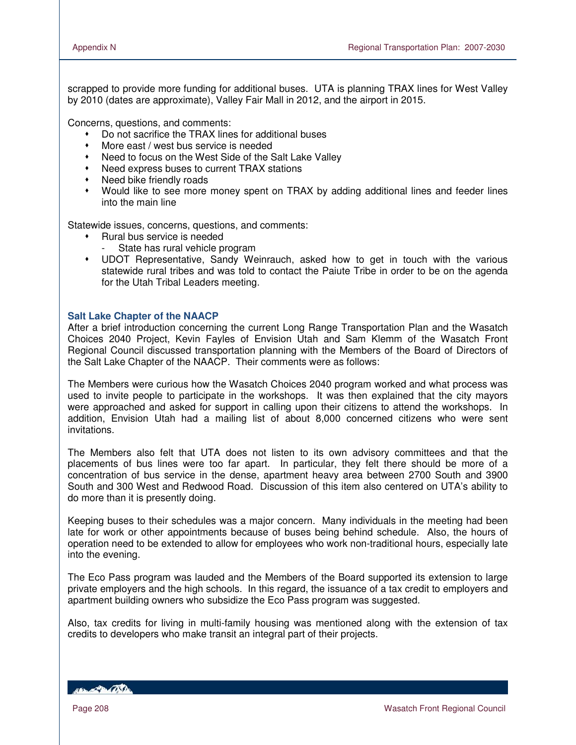scrapped to provide more funding for additional buses. UTA is planning TRAX lines for West Valley by 2010 (dates are approximate), Valley Fair Mall in 2012, and the airport in 2015.

Concerns, questions, and comments:

- Do not sacrifice the TRAX lines for additional buses
- More east / west bus service is needed
- Need to focus on the West Side of the Salt Lake Valley
- Need express buses to current TRAX stations
- Need bike friendly roads
- Would like to see more money spent on TRAX by adding additional lines and feeder lines into the main line

Statewide issues, concerns, questions, and comments:

- Rural bus service is needed
  - State has rural vehicle program
- UDOT Representative, Sandy Weinrauch, asked how to get in touch with the various statewide rural tribes and was told to contact the Paiute Tribe in order to be on the agenda for the Utah Tribal Leaders meeting.

### Salt Lake Chapter of the NAACP

After a brief introduction concerning the current Long Range Transportation Plan and the Wasatch Choices 2040 Project, Kevin Fayles of Envision Utah and Sam Klemm of the Wasatch Front Regional Council discussed transportation planning with the Members of the Board of Directors of the Salt Lake Chapter of the NAACP. Their comments were as follows:

The Members were curious how the Wasatch Choices 2040 program worked and what process was used to invite people to participate in the workshops. It was then explained that the city mayors were approached and asked for support in calling upon their citizens to attend the workshops. In addition, Envision Utah had a mailing list of about 8,000 concerned citizens who were sent invitations.

The Members also felt that UTA does not listen to its own advisory committees and that the placements of bus lines were too far apart. In particular, they felt there should be more of a concentration of bus service in the dense, apartment heavy area between 2700 South and 3900 South and 300 West and Redwood Road. Discussion of this item also centered on UTA's ability to do more than it is presently doing.

Keeping buses to their schedules was a major concern. Many individuals in the meeting had been late for work or other appointments because of buses being behind schedule. Also, the hours of operation need to be extended to allow for employees who work non-traditional hours, especially late into the evening.

The Eco Pass program was lauded and the Members of the Board supported its extension to large private employers and the high schools. In this regard, the issuance of a tax credit to employers and apartment building owners who subsidize the Eco Pass program was suggested.

Also, tax credits for living in multi-family housing was mentioned along with the extension of tax credits to developers who make transit an integral part of their projects.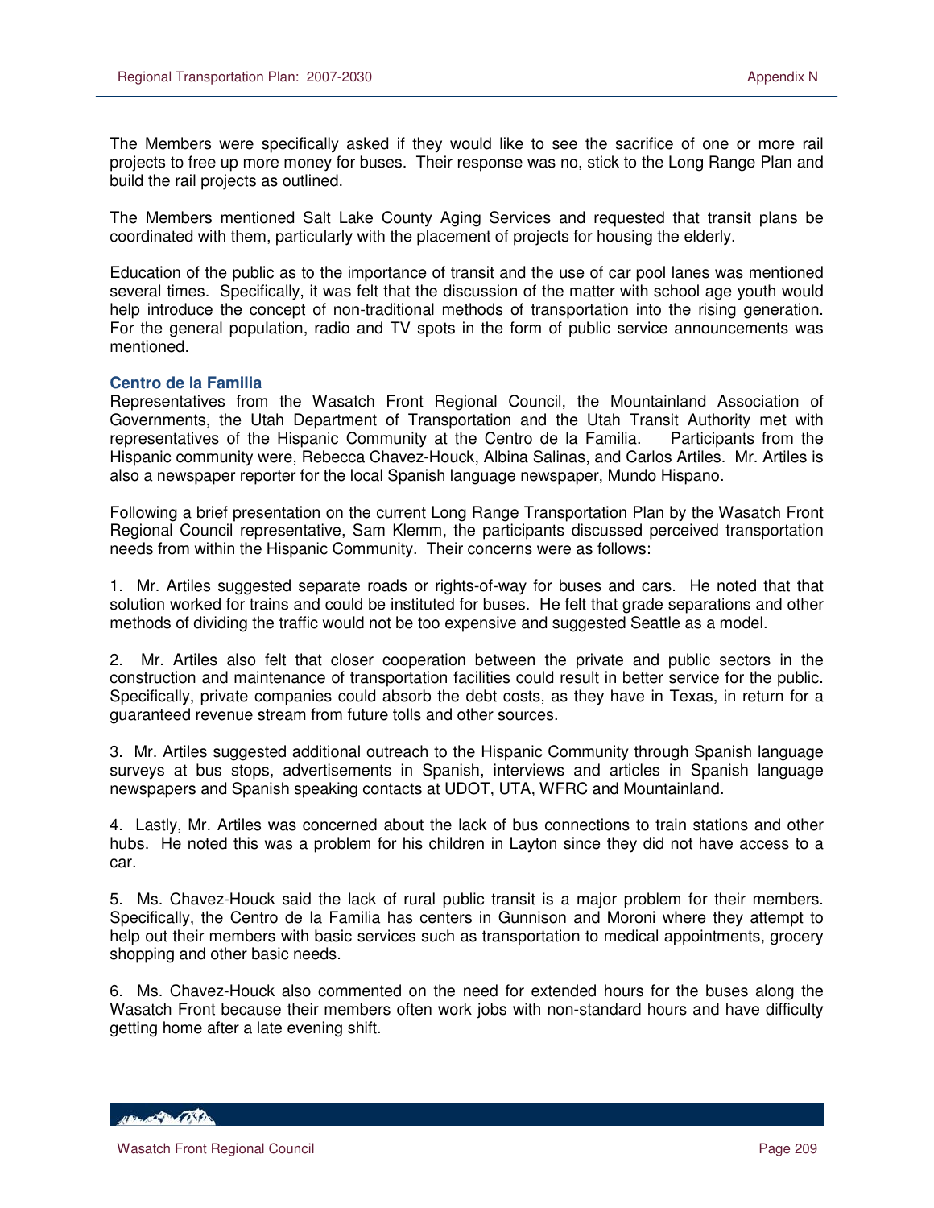The Members were specifically asked if they would like to see the sacrifice of one or more rail projects to free up more money for buses. Their response was no, stick to the Long Range Plan and build the rail projects as outlined.

The Members mentioned Salt Lake County Aging Services and requested that transit plans be coordinated with them, particularly with the placement of projects for housing the elderly.

Education of the public as to the importance of transit and the use of car pool lanes was mentioned several times. Specifically, it was felt that the discussion of the matter with school age youth would help introduce the concept of non-traditional methods of transportation into the rising generation. For the general population, radio and TV spots in the form of public service announcements was mentioned.

### Centro de la Familia

Representatives from the Wasatch Front Regional Council, the Mountainland Association of Governments, the Utah Department of Transportation and the Utah Transit Authority met with representatives of the Hispanic Community at the Centro de la Familia. Participants from the Hispanic community were, Rebecca Chavez-Houck, Albina Salinas, and Carlos Artiles. Mr. Artiles is also a newspaper reporter for the local Spanish language newspaper, Mundo Hispano.

Following a brief presentation on the current Long Range Transportation Plan by the Wasatch Front Regional Council representative, Sam Klemm, the participants discussed perceived transportation needs from within the Hispanic Community. Their concerns were as follows:

1. Mr. Artiles suggested separate roads or rights-of-way for buses and cars. He noted that that solution worked for trains and could be instituted for buses. He felt that grade separations and other methods of dividing the traffic would not be too expensive and suggested Seattle as a model.

2. Mr. Artiles also felt that closer cooperation between the private and public sectors in the construction and maintenance of transportation facilities could result in better service for the public. Specifically, private companies could absorb the debt costs, as they have in Texas, in return for a guaranteed revenue stream from future tolls and other sources.

3. Mr. Artiles suggested additional outreach to the Hispanic Community through Spanish language surveys at bus stops, advertisements in Spanish, interviews and articles in Spanish language newspapers and Spanish speaking contacts at UDOT, UTA, WFRC and Mountainland.

4. Lastly, Mr. Artiles was concerned about the lack of bus connections to train stations and other hubs. He noted this was a problem for his children in Layton since they did not have access to a car.

5. Ms. Chavez-Houck said the lack of rural public transit is a major problem for their members. Specifically, the Centro de la Familia has centers in Gunnison and Moroni where they attempt to help out their members with basic services such as transportation to medical appointments, grocery shopping and other basic needs.

6. Ms. Chavez-Houck also commented on the need for extended hours for the buses along the Wasatch Front because their members often work jobs with non-standard hours and have difficulty getting home after a late evening shift.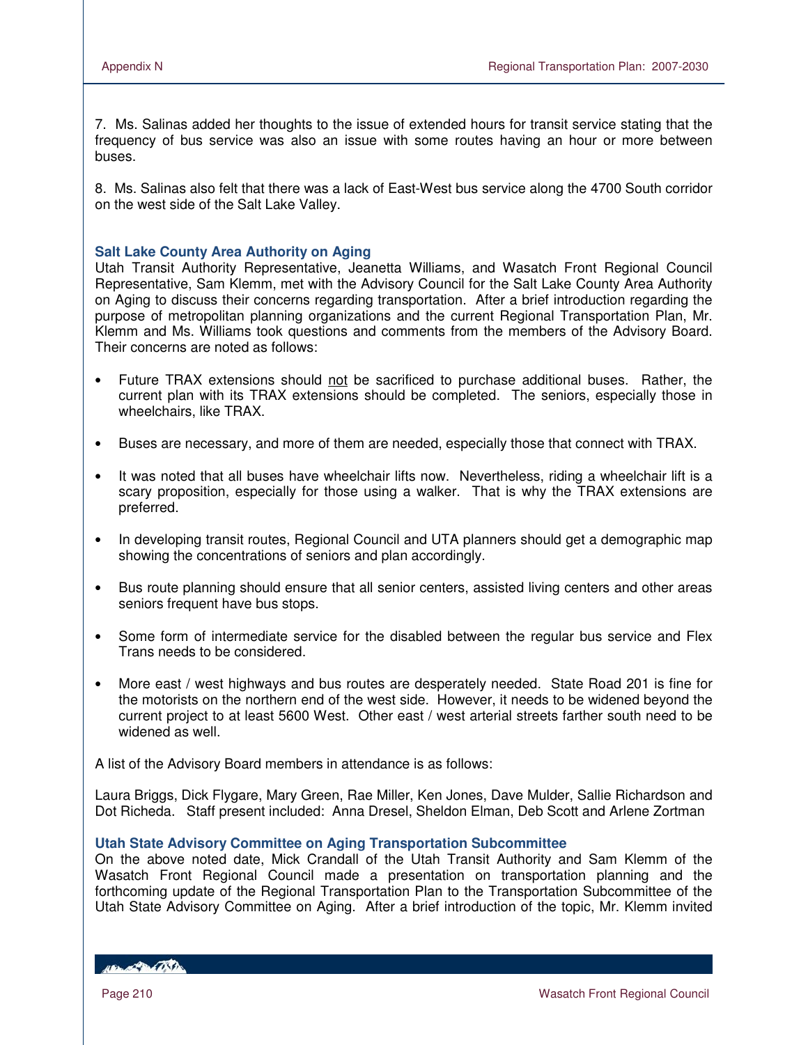7. Ms. Salinas added her thoughts to the issue of extended hours for transit service stating that the frequency of bus service was also an issue with some routes having an hour or more between buses.

8. Ms. Salinas also felt that there was a lack of East-West bus service along the 4700 South corridor on the west side of the Salt Lake Valley.

### Salt Lake County Area Authority on Aging

Utah Transit Authority Representative, Jeanetta Williams, and Wasatch Front Regional Council Representative, Sam Klemm, met with the Advisory Council for the Salt Lake County Area Authority on Aging to discuss their concerns regarding transportation. After a brief introduction regarding the purpose of metropolitan planning organizations and the current Regional Transportation Plan, Mr. Klemm and Ms. Williams took questions and comments from the members of the Advisory Board. Their concerns are noted as follows:

- Future TRAX extensions should not be sacrificed to purchase additional buses. Rather, the current plan with its TRAX extensions should be completed. The seniors, especially those in wheelchairs, like TRAX.
- Buses are necessary, and more of them are needed, especially those that connect with TRAX.
- It was noted that all buses have wheelchair lifts now. Nevertheless, riding a wheelchair lift is a scary proposition, especially for those using a walker. That is why the TRAX extensions are preferred.
- In developing transit routes, Regional Council and UTA planners should get a demographic map showing the concentrations of seniors and plan accordingly.
- Bus route planning should ensure that all senior centers, assisted living centers and other areas seniors frequent have bus stops.
- Some form of intermediate service for the disabled between the regular bus service and Flex Trans needs to be considered.
- More east / west highways and bus routes are desperately needed. State Road 201 is fine for the motorists on the northern end of the west side. However, it needs to be widened beyond the current project to at least 5600 West. Other east / west arterial streets farther south need to be widened as well.

A list of the Advisory Board members in attendance is as follows:

Laura Briggs, Dick Flygare, Mary Green, Rae Miller, Ken Jones, Dave Mulder, Sallie Richardson and Dot Richeda. Staff present included: Anna Dresel, Sheldon Elman, Deb Scott and Arlene Zortman

### Utah State Advisory Committee on Aging Transportation Subcommittee

On the above noted date, Mick Crandall of the Utah Transit Authority and Sam Klemm of the Wasatch Front Regional Council made a presentation on transportation planning and the forthcoming update of the Regional Transportation Plan to the Transportation Subcommittee of the Utah State Advisory Committee on Aging. After a brief introduction of the topic, Mr. Klemm invited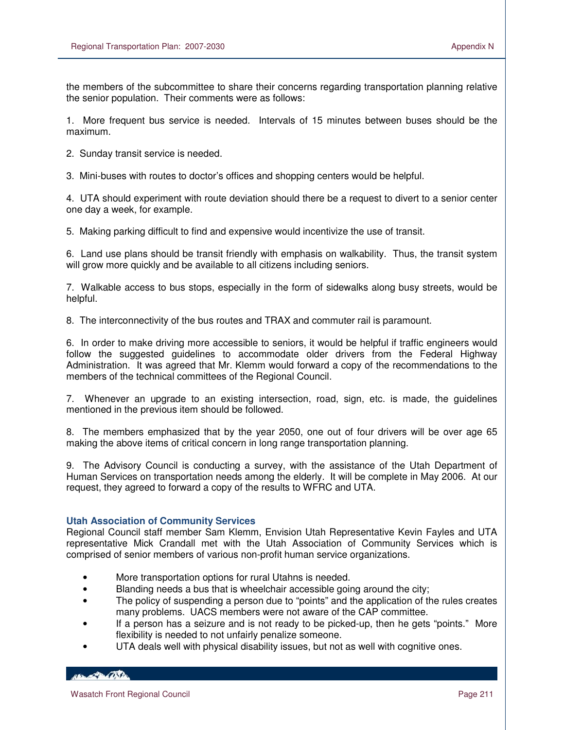the members of the subcommittee to share their concerns regarding transportation planning relative the senior population. Their comments were as follows:

1. More frequent bus service is needed. Intervals of 15 minutes between buses should be the maximum.

2. Sunday transit service is needed.

3. Mini-buses with routes to doctor's offices and shopping centers would be helpful.

4. UTA should experiment with route deviation should there be a request to divert to a senior center one day a week, for example.

5. Making parking difficult to find and expensive would incentivize the use of transit.

6. Land use plans should be transit friendly with emphasis on walkability. Thus, the transit system will grow more quickly and be available to all citizens including seniors.

7. Walkable access to bus stops, especially in the form of sidewalks along busy streets, would be helpful.

8. The interconnectivity of the bus routes and TRAX and commuter rail is paramount.

6. In order to make driving more accessible to seniors, it would be helpful if traffic engineers would follow the suggested guidelines to accommodate older drivers from the Federal Highway Administration. It was agreed that Mr. Klemm would forward a copy of the recommendations to the members of the technical committees of the Regional Council.

7. Whenever an upgrade to an existing intersection, road, sign, etc. is made, the guidelines mentioned in the previous item should be followed.

8. The members emphasized that by the year 2050, one out of four drivers will be over age 65 making the above items of critical concern in long range transportation planning.

9. The Advisory Council is conducting a survey, with the assistance of the Utah Department of Human Services on transportation needs among the elderly. It will be complete in May 2006. At our request, they agreed to forward a copy of the results to WFRC and UTA.

### Utah Association of Community Services

Regional Council staff member Sam Klemm, Envision Utah Representative Kevin Fayles and UTA representative Mick Crandall met with the Utah Association of Community Services which is comprised of senior members of various non-profit human service organizations.

- More transportation options for rural Utahns is needed.
- Blanding needs a bus that is wheelchair accessible going around the city;
- The policy of suspending a person due to "points" and the application of the rules creates many problems. UACS members were not aware of the CAP committee.
- If a person has a seizure and is not ready to be picked-up, then he gets "points." More flexibility is needed to not unfairly penalize someone.
- UTA deals well with physical disability issues, but not as well with cognitive ones.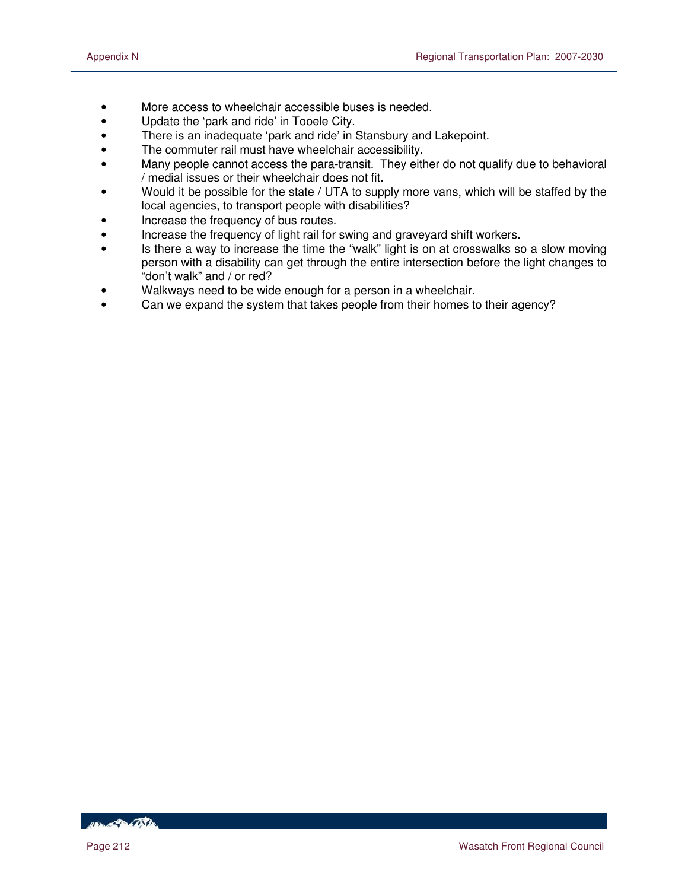- More access to wheelchair accessible buses is needed.
- Update the 'park and ride' in Tooele City.
- There is an inadequate 'park and ride' in Stansbury and Lakepoint.
- The commuter rail must have wheelchair accessibility.
- Many people cannot access the para-transit. They either do not qualify due to behavioral / medial issues or their wheelchair does not fit.
- Would it be possible for the state / UTA to supply more vans, which will be staffed by the local agencies, to transport people with disabilities?
- Increase the frequency of bus routes.
- Increase the frequency of light rail for swing and graveyard shift workers.
- Is there a way to increase the time the "walk" light is on at crosswalks so a slow moving person with a disability can get through the entire intersection before the light changes to "don't walk" and / or red?
- Walkways need to be wide enough for a person in a wheelchair.
- Can we expand the system that takes people from their homes to their agency?